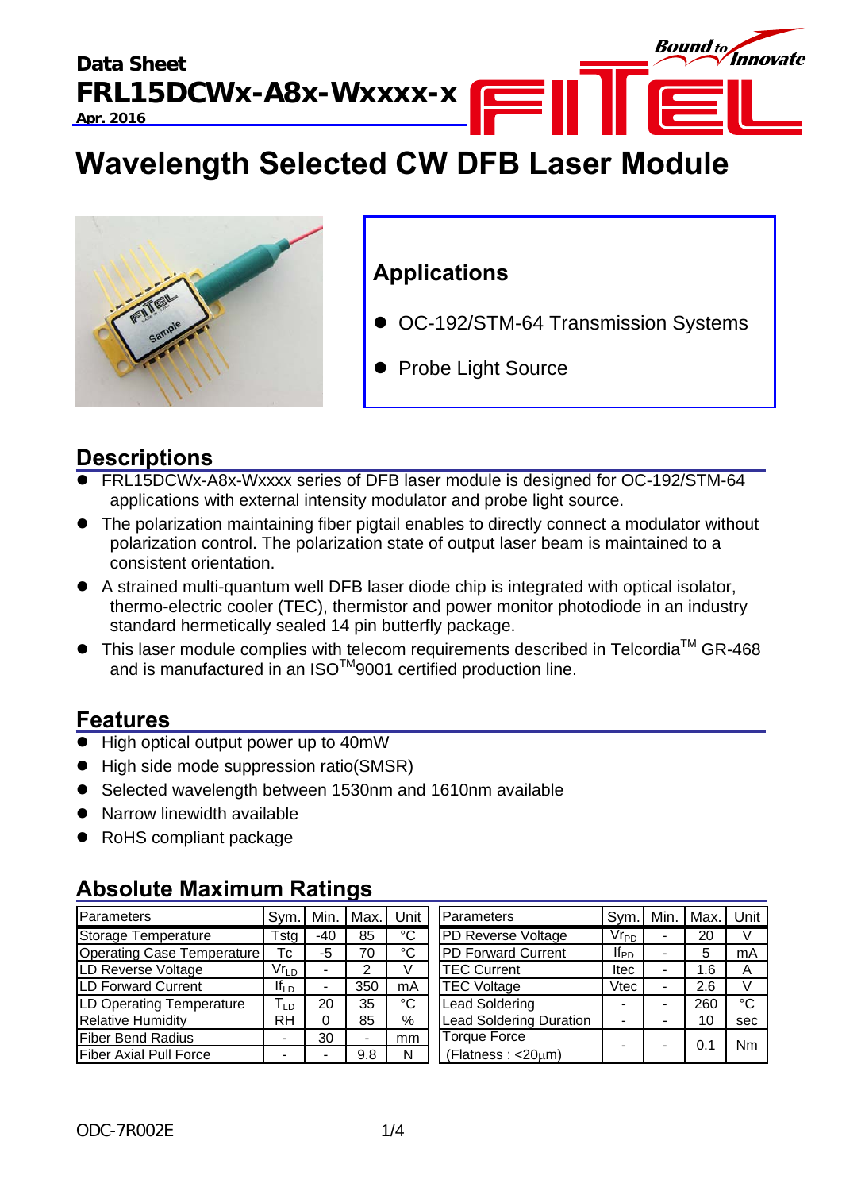Data Sheet

**FRL15DCWx-A8x-Wxxxx-x**

Apr. 2016

# Wavelength Selected CW DFB Laser Module

## Applications

- OC-192/STM-64 Transmission Systems
- Probe Light Source

## Descriptions

- FRL15DCWx-A8x-Wxxxx series of DFB laser module is designed for OC-192/STM-64 applications with external intensity modulator and probe light source.
- The polarization maintaining fiber pigtail enables to directly connect a modulator without polarization control. The polarization state of output laser beam is maintained to a consistent orientation.
- A strained multi-quantum well DFB laser diode chip is integrated with optical isolator, thermo-electric cooler (TEC), thermistor and power monitor photodiode in an industry standard hermetically sealed 14 pin butterfly package.
- This laser module complies with telecom requirements described in Telcordia™ GR-468 and is manufactured in an ISO™9001 certified production line.

## Features

- High optical output power up to 40mW
- High side mode suppression ratio(SMSR)
- Selected wavelength between 1530nm and 1610nm available
- Narrow linewidth available
- RoHS compliant package

## Absolute Maximum Ratings

| Parameters | Sym. | Min. | Max. | Unit |
|---|---|---|---|---|
| Storage Temperature | Tstg | -40 | 85 | °C |
| Operating Case Temperature | Tc | -5 | 70 | °C |
| LD Reverse Voltage | $Vr_{LD}$ | - | 2 | V |
| LD Forward Current | $If_{LD}$ | - | 350 | mA |
| LD Operating Temperature | $T_{LD}$ | 20 | 35 | °C |
| Relative Humidity | RH | 0 | 85 | % |
| Fiber Bend Radius | - | 30 | - | mm |
| Fiber Axial Pull Force | - | - | 9.8 | N |

| Parameters | Sym. | Min. | Max. | Unit |
|---|---|---|---|---|
| PD Reverse Voltage | $Vr_{PD}$ | - | 20 | V |
| PD Forward Current | $If_{PD}$ | - | 5 | mA |
| TEC Current | Itec | - | 1.6 | A |
| TEC Voltage | Vtec | - | 2.6 | V |
| Lead Soldering | - | - | 260 | °C |
| Lead Soldering Duration | - | - | 10 | sec |
| Torque Force (Flatness : <20μm) | - | - | 0.1 | Nm |

ODC-7R002E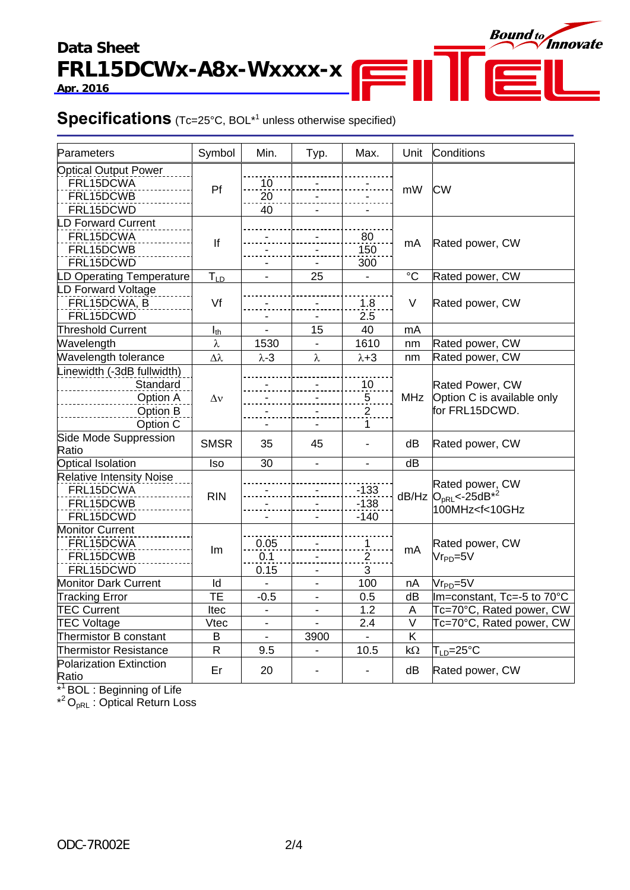# Data Sheet
# FRL15DCWx-A8x-Wxxxx-x

Apr. 2016

## Specifications (Tc=25°C, BOL*1 unless otherwise specified)

| Parameters | Symbol | Min. | Typ. | Max. | Unit | Conditions |
|---|---|---|---|---|---|---|
| Optical Output Power | | | | | | |
| FRL15DCWA | Pf | 10 | - | - | mW | CW |
| FRL15DCWB | | 20 | - | - | | |
| FRL15DCWD | | 40 | - | - | | |
| LD Forward Current | | | | | | |
| FRL15DCWA | If | - | - | 80 | mA | Rated power, CW |
| FRL15DCWB | | - | - | 150 | | |
| FRL15DCWD | | - | - | 300 | | |
| LD Operating Temperature | $T_{LD}$ | - | 25 | - | °C | Rated power, CW |
| LD Forward Voltage | | | | | | |
| FRL15DCWA, B | Vf | - | - | 1.8 | V | Rated power, CW |
| FRL15DCWD | | - | - | 2.5 | | |
| Threshold Current | $I_{th}$ | - | 15 | 40 | mA | |
| Wavelength | $\lambda$ | 1530 | - | 1610 | nm | Rated power, CW |
| Wavelength tolerance | $\Delta\lambda$ | $\lambda$-3 | $\lambda$ | $\lambda$+3 | nm | Rated power, CW |
| Linewidth (-3dB fullwidth) | | | | | | |
| Standard | $\Delta\nu$ | - | - | 10 | MHz | Rated Power, CW<br>Option C is available only for FRL15DCWD. |
| Option A | | - | - | 5 | | |
| Option B | | - | - | 2 | | |
| Option C | | - | - | 1 | | |
| Side Mode Suppression Ratio | SMSR | 35 | 45 | - | dB | Rated power, CW |
| Optical Isolation | Iso | 30 | - | - | dB | |
| Relative Intensity Noise | | | | | | |
| FRL15DCWA | RIN | - | - | -133 | dB/Hz | Rated power, CW<br>$O_{pRL}$<-25dB*2<br>100MHz<f<10GHz |
| FRL15DCWB | | - | - | -138 | | |
| FRL15DCWD | | - | - | -140 | | |
| Monitor Current | | | | | | |
| FRL15DCWA | Im | 0.05 | - | 1 | mA | Rated power, CW<br>$Vr_{PD}$=5V |
| FRL15DCWB | | 0.1 | - | 2 | | |
| FRL15DCWD | | 0.15 | - | 3 | | |
| Monitor Dark Current | Id | - | - | 100 | nA | $Vr_{PD}$=5V |
| Tracking Error | TE | -0.5 | - | 0.5 | dB | Im=constant, Tc=-5 to 70°C |
| TEC Current | Itec | - | - | 1.2 | A | Tc=70°C, Rated power, CW |
| TEC Voltage | Vtec | - | - | 2.4 | V | Tc=70°C, Rated power, CW |
| Thermistor B constant | B | - | 3900 | - | K | |
| Thermistor Resistance | R | 9.5 | - | 10.5 | kΩ | $T_{LD}$=25°C |
| Polarization Extinction Ratio | Er | 20 | - | - | dB | Rated power, CW |

*1 BOL : Beginning of Life

*2 $O_{pRL}$ : Optical Return Loss

ODC-7R002E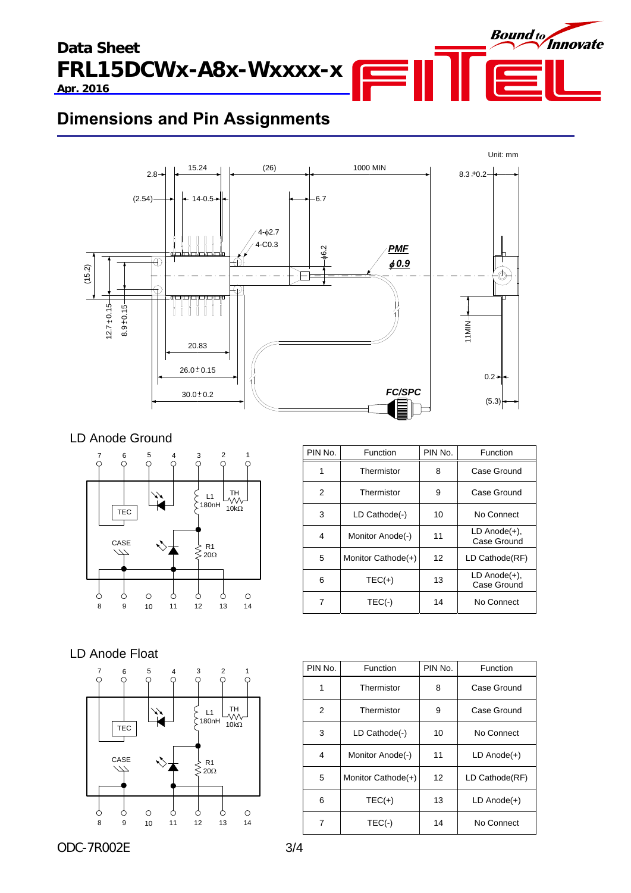## Dimensions and Pin Assignments

Unit: mm

### LD Anode Ground

| PIN No. | Function | PIN No. | Function |
|---|---|---|---|
| 1 | Thermistor | 8 | Case Ground |
| 2 | Thermistor | 9 | Case Ground |
| 3 | LD Cathode(-) | 10 | No Connect |
| 4 | Monitor Anode(-) | 11 | LD Anode(+), Case Ground |
| 5 | Monitor Cathode(+) | 12 | LD Cathode(RF) |
| 6 | TEC(+) | 13 | LD Anode(+), Case Ground |
| 7 | TEC(-) | 14 | No Connect |

### LD Anode Float

| PIN No. | Function | PIN No. | Function |
|---|---|---|---|
| 1 | Thermistor | 8 | Case Ground |
| 2 | Thermistor | 9 | Case Ground |
| 3 | LD Cathode(-) | 10 | No Connect |
| 4 | Monitor Anode(-) | 11 | LD Anode(+) |
| 5 | Monitor Cathode(+) | 12 | LD Cathode(RF) |
| 6 | TEC(+) | 13 | LD Anode(+) |
| 7 | TEC(-) | 14 | No Connect |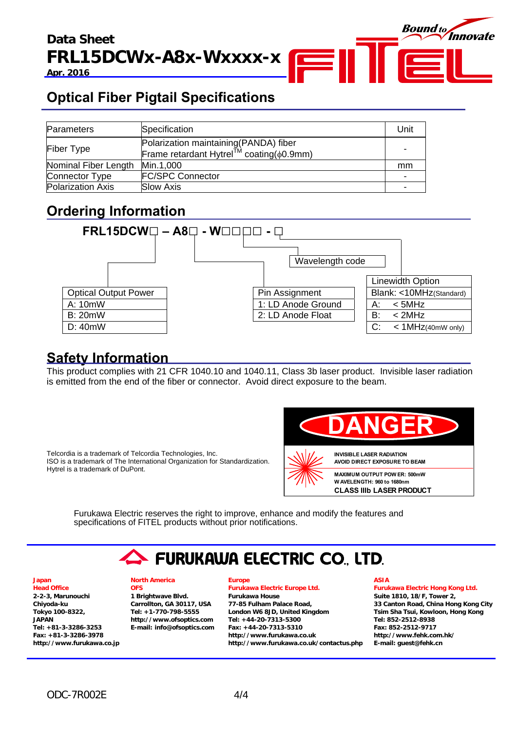**Data Sheet**
**FRL15DCWx-A8x-Wxxxx-x**
**Apr. 2016**

## Optical Fiber Pigtail Specifications

| Parameters | Specification | Unit |
|---|---|---|
| Fiber Type | Polarization maintaining(PANDA) fiber<br>Frame retardant Hytrel™ coating(φ0.9mm) | - |
| Nominal Fiber Length | Min.1,000 | mm |
| Connector Type | FC/SPC Connector | - |
| Polarization Axis | Slow Axis | - |

## Ordering Information

**FRL15DCW□ – A8□ - W□□□□ - □**

Wavelength code

| Optical Output Power |
|---|
| A: 10mW |
| B: 20mW |
| D: 40mW |

| Pin Assignment |
|---|
| 1: LD Anode Ground |
| 2: LD Anode Float |

| Linewidth Option | |
|---|---|
| Blank: | <10MHz(Standard) |
| A: | < 5MHz |
| B: | < 2MHz |
| C: | < 1MHz(40mW only) |

## Safety Information

This product complies with 21 CFR 1040.10 and 1040.11, Class 3b laser product. Invisible laser radiation is emitted from the end of the fiber or connector. Avoid direct exposure to the beam.

Telcordia is a trademark of Telcordia Technologies, Inc.
ISO is a trademark of The International Organization for Standardization.
Hytrel is a trademark of DuPont.

DANGER
INVISIBLE LASER RADIATION
AVOID DIRECT EXPOSURE TO BEAM
MAXIMUM OUTPUT POWER: 500mW
WAVELENGTH: 960 to 1680nm
CLASS IIIb LASER PRODUCT

Furukawa Electric reserves the right to improve, enhance and modify the features and specifications of FITEL products without prior notifications.

**FURUKAWA ELECTRIC CO., LTD.**

**Japan**
**Head Office**
2-2-3, Marunouchi
Chiyoda-ku
Tokyo 100-8322,
JAPAN
Tel: +81-3-3286-3253
Fax: +81-3-3286-3978
http://www.furukawa.co.jp

**North America**
**OFS**
1 Brightwave Blvd.
Carrollton, GA 30117, USA
Tel: +1-770-798-5555
http://www.ofsoptics.com
E-mail: info@ofsoptics.com

**Europe**
**Furukawa Electric Europe Ltd.**
Furukawa House
77-85 Fulham Palace Road,
London W6 8JD, United Kingdom
Tel: +44-20-7313-5300
Fax: +44-20-7313-5310
http://www.furukawa.co.uk
http://www.furukawa.co.uk/contactus.php

**ASIA**
**Furukawa Electric Hong Kong Ltd.**
Suite 1810, 18/F, Tower 2,
33 Canton Road, China Hong Kong City
Tsim Sha Tsui, Kowloon, Hong Kong
Tel: 852-2512-8938
Fax: 852-2512-9717
http://www.fehk.com.hk/
E-mail: guest@fehk.cn

ODC-7R002E